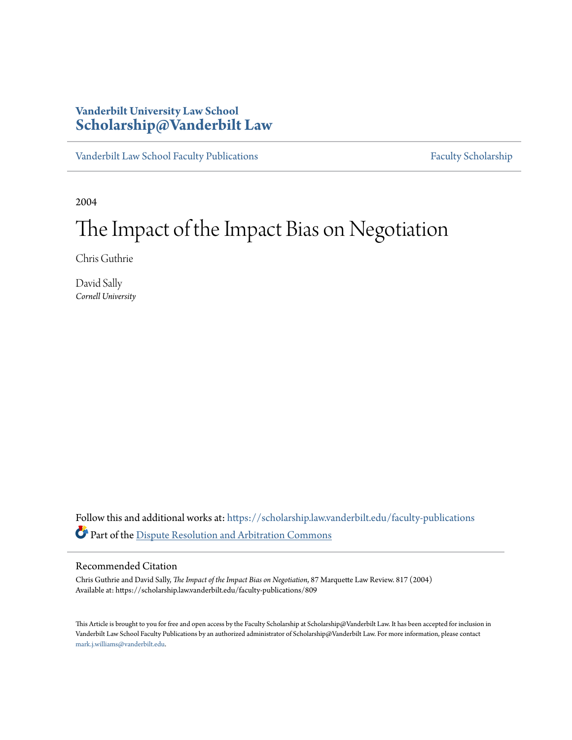**Vanderbilt University Law School**
**Scholarship@Vanderbilt Law**

Vanderbilt Law School Faculty Publications | Faculty Scholarship

2004

# The Impact of the Impact Bias on Negotiation

Chris Guthrie

David Sally
*Cornell University*

Follow this and additional works at: https://scholarship.law.vanderbilt.edu/faculty-publications

Part of the Dispute Resolution and Arbitration Commons

## Recommended Citation

Chris Guthrie and David Sally, *The Impact of the Impact Bias on Negotiation*, 87 Marquette Law Review. 817 (2004)
Available at: https://scholarship.law.vanderbilt.edu/faculty-publications/809

This Article is brought to you for free and open access by the Faculty Scholarship at Scholarship@Vanderbilt Law. It has been accepted for inclusion in Vanderbilt Law School Faculty Publications by an authorized administrator of Scholarship@Vanderbilt Law. For more information, please contact mark.j.williams@vanderbilt.edu.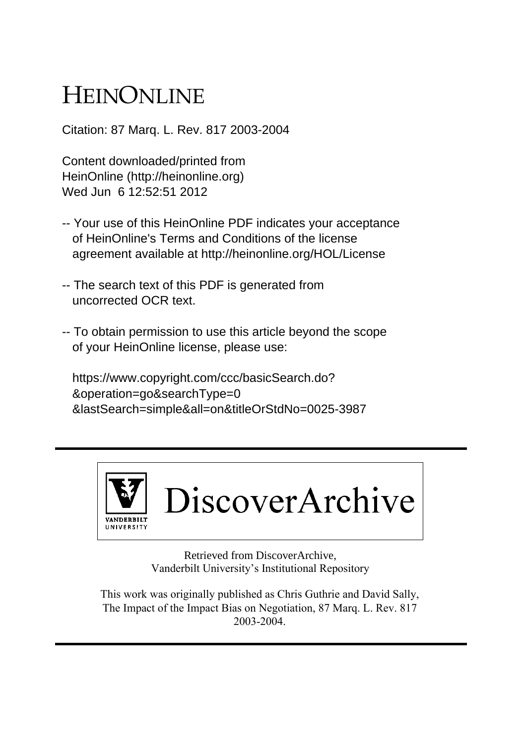# HEINONLINE

Citation: 87 Marq. L. Rev. 817 2003-2004

Content downloaded/printed from
HeinOnline (http://heinonline.org)
Wed Jun 6 12:52:51 2012

-- Your use of this HeinOnline PDF indicates your acceptance of HeinOnline's Terms and Conditions of the license agreement available at http://heinonline.org/HOL/License

-- The search text of this PDF is generated from uncorrected OCR text.

-- To obtain permission to use this article beyond the scope of your HeinOnline license, please use:

https://www.copyright.com/ccc/basicSearch.do?
&operation=go&searchType=0
&lastSearch=simple&all=on&titleOrStdNo=0025-3987

---

VANDERBILT UNIVERSITY DiscoverArchive

Retrieved from DiscoverArchive,
Vanderbilt University's Institutional Repository

This work was originally published as Chris Guthrie and David Sally, The Impact of the Impact Bias on Negotiation, 87 Marq. L. Rev. 817 2003-2004.

---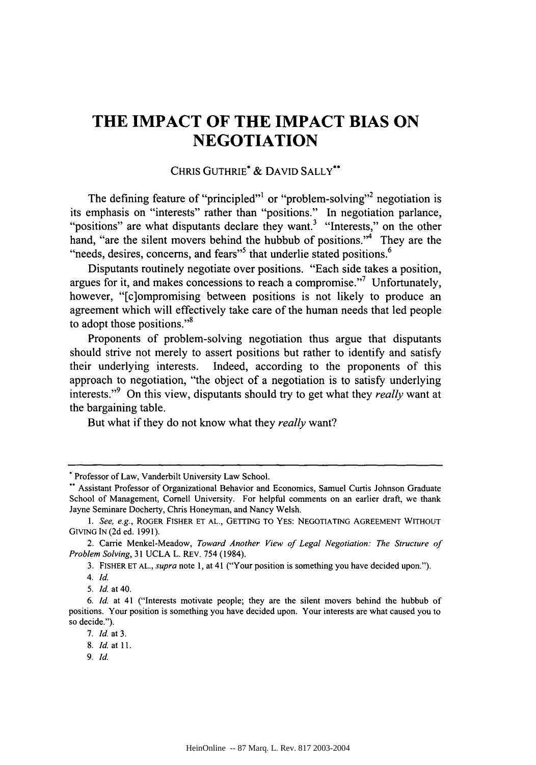# THE IMPACT OF THE IMPACT BIAS ON NEGOTIATION

CHRIS GUTHRIE* & DAVID SALLY**

The defining feature of "principled"[1] or "problem-solving"[2] negotiation is its emphasis on "interests" rather than "positions." In negotiation parlance, "positions" are what disputants declare they want.[3] "Interests," on the other hand, "are the silent movers behind the hubbub of positions."[4] They are the "needs, desires, concerns, and fears"[5] that underlie stated positions.[6]

Disputants routinely negotiate over positions. "Each side takes a position, argues for it, and makes concessions to reach a compromise."[7] Unfortunately, however, "[c]ompromising between positions is not likely to produce an agreement which will effectively take care of the human needs that led people to adopt those positions."[8]

Proponents of problem-solving negotiation thus argue that disputants should strive not merely to assert positions but rather to identify and satisfy their underlying interests. Indeed, according to the proponents of this approach to negotiation, "the object of a negotiation is to satisfy underlying interests."[9] On this view, disputants should try to get what they *really* want at the bargaining table.

But what if they do not know what they *really* want?

---

\* Professor of Law, Vanderbilt University Law School.

\*\* Assistant Professor of Organizational Behavior and Economics, Samuel Curtis Johnson Graduate School of Management, Cornell University. For helpful comments on an earlier draft, we thank Jayne Seminare Docherty, Chris Honeyman, and Nancy Welsh.

1. *See, e.g.*, ROGER FISHER ET AL., GETTING TO YES: NEGOTIATING AGREEMENT WITHOUT GIVING IN (2d ed. 1991).

2. Carrie Menkel-Meadow, *Toward Another View of Legal Negotiation: The Structure of Problem Solving*, 31 UCLA L. REV. 754 (1984).

3. FISHER ET AL., *supra* note 1, at 41 ("Your position is something you have decided upon.").

4. *Id.*

5. *Id.* at 40.

6. *Id.* at 41 ("Interests motivate people; they are the silent movers behind the hubbub of positions. Your position is something you have decided upon. Your interests are what caused you to so decide.").

7. *Id.* at 3.

8. *Id.* at 11.

9. *Id.*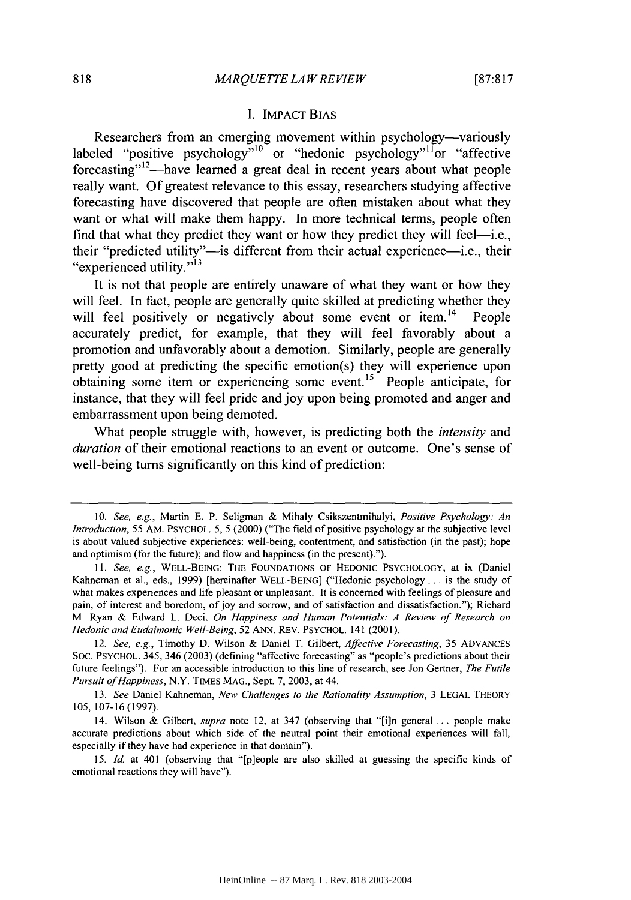## I. IMPACT BIAS

Researchers from an emerging movement within psychology—variously labeled "positive psychology"[10] or "hedonic psychology"[11] or "affective forecasting"[12]—have learned a great deal in recent years about what people really want. Of greatest relevance to this essay, researchers studying affective forecasting have discovered that people are often mistaken about what they want or what will make them happy. In more technical terms, people often find that what they predict they want or how they predict they will feel—i.e., their "predicted utility"—is different from their actual experience—i.e., their "experienced utility."[13]

It is not that people are entirely unaware of what they want or how they will feel. In fact, people are generally quite skilled at predicting whether they will feel positively or negatively about some event or item.[14] People accurately predict, for example, that they will feel favorably about a promotion and unfavorably about a demotion. Similarly, people are generally pretty good at predicting the specific emotion(s) they will experience upon obtaining some item or experiencing some event.[15] People anticipate, for instance, that they will feel pride and joy upon being promoted and anger and embarrassment upon being demoted.

What people struggle with, however, is predicting both the *intensity* and *duration* of their emotional reactions to an event or outcome. One's sense of well-being turns significantly on this kind of prediction:

---

10. *See, e.g.*, Martin E. P. Seligman & Mihaly Csikszentmihalyi, *Positive Psychology: An Introduction*, 55 AM. PSYCHOL. 5, 5 (2000) ("The field of positive psychology at the subjective level is about valued subjective experiences: well-being, contentment, and satisfaction (in the past); hope and optimism (for the future); and flow and happiness (in the present).").

11. *See, e.g.*, WELL-BEING: THE FOUNDATIONS OF HEDONIC PSYCHOLOGY, at ix (Daniel Kahneman et al., eds., 1999) [hereinafter WELL-BEING] ("Hedonic psychology . . . is the study of what makes experiences and life pleasant or unpleasant. It is concerned with feelings of pleasure and pain, of interest and boredom, of joy and sorrow, and of satisfaction and dissatisfaction."); Richard M. Ryan & Edward L. Deci, *On Happiness and Human Potentials: A Review of Research on Hedonic and Eudaimonic Well-Being*, 52 ANN. REV. PSYCHOL. 141 (2001).

12. *See, e.g.*, Timothy D. Wilson & Daniel T. Gilbert, *Affective Forecasting*, 35 ADVANCES SOC. PSYCHOL. 345, 346 (2003) (defining "affective forecasting" as "people's predictions about their future feelings"). For an accessible introduction to this line of research, see Jon Gertner, *The Futile Pursuit of Happiness*, N.Y. TIMES MAG., Sept. 7, 2003, at 44.

13. *See* Daniel Kahneman, *New Challenges to the Rationality Assumption*, 3 LEGAL THEORY 105, 107-16 (1997).

14. Wilson & Gilbert, *supra* note 12, at 347 (observing that "[i]n general . . . people make accurate predictions about which side of the neutral point their emotional experiences will fall, especially if they have had experience in that domain").

15. *Id.* at 401 (observing that "[p]eople are also skilled at guessing the specific kinds of emotional reactions they will have").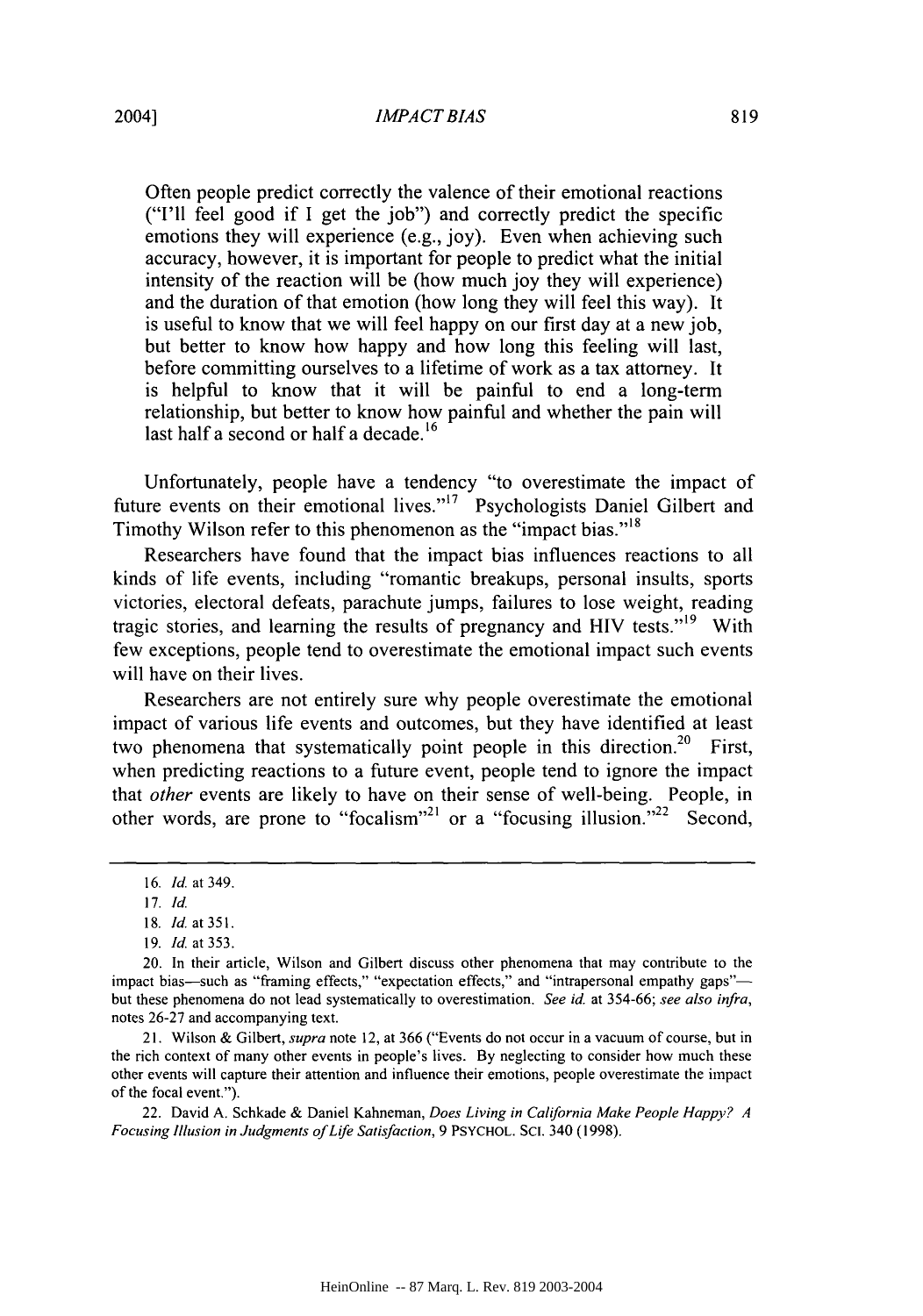> Often people predict correctly the valence of their emotional reactions ("I'll feel good if I get the job") and correctly predict the specific emotions they will experience (e.g., joy). Even when achieving such accuracy, however, it is important for people to predict what the initial intensity of the reaction will be (how much joy they will experience) and the duration of that emotion (how long they will feel this way). It is useful to know that we will feel happy on our first day at a new job, but better to know how happy and how long this feeling will last, before committing ourselves to a lifetime of work as a tax attorney. It is helpful to know that it will be painful to end a long-term relationship, but better to know how painful and whether the pain will last half a second or half a decade.[16]

Unfortunately, people have a tendency "to overestimate the impact of future events on their emotional lives."[17] Psychologists Daniel Gilbert and Timothy Wilson refer to this phenomenon as the "impact bias."[18]

Researchers have found that the impact bias influences reactions to all kinds of life events, including "romantic breakups, personal insults, sports victories, electoral defeats, parachute jumps, failures to lose weight, reading tragic stories, and learning the results of pregnancy and HIV tests."[19] With few exceptions, people tend to overestimate the emotional impact such events will have on their lives.

Researchers are not entirely sure why people overestimate the emotional impact of various life events and outcomes, but they have identified at least two phenomena that systematically point people in this direction.[20] First, when predicting reactions to a future event, people tend to ignore the impact that *other* events are likely to have on their sense of well-being. People, in other words, are prone to "focalism"[21] or a "focusing illusion."[22] Second,

---

16. *Id.* at 349.

17. *Id.*

18. *Id.* at 351.

19. *Id.* at 353.

20. In their article, Wilson and Gilbert discuss other phenomena that may contribute to the impact bias—such as "framing effects," "expectation effects," and "intrapersonal empathy gaps"—but these phenomena do not lead systematically to overestimation. *See id.* at 354-66; *see also infra*, notes 26-27 and accompanying text.

21. Wilson & Gilbert, *supra* note 12, at 366 ("Events do not occur in a vacuum of course, but in the rich context of many other events in people's lives. By neglecting to consider how much these other events will capture their attention and influence their emotions, people overestimate the impact of the focal event.").

22. David A. Schkade & Daniel Kahneman, *Does Living in California Make People Happy? A Focusing Illusion in Judgments of Life Satisfaction*, 9 PSYCHOL. SCI. 340 (1998).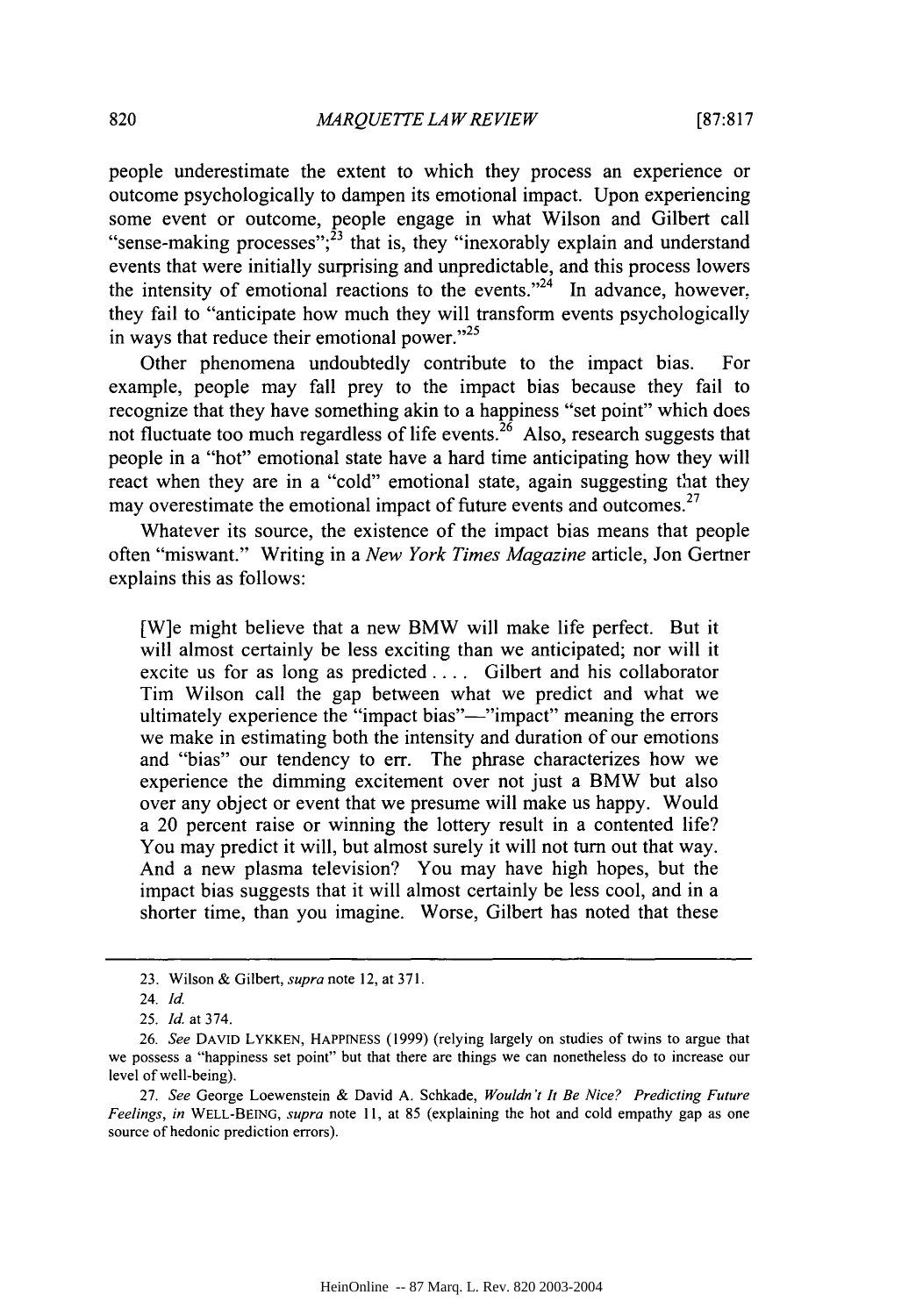people underestimate the extent to which they process an experience or outcome psychologically to dampen its emotional impact. Upon experiencing some event or outcome, people engage in what Wilson and Gilbert call "sense-making processes";[23] that is, they "inexorably explain and understand events that were initially surprising and unpredictable, and this process lowers the intensity of emotional reactions to the events."[24] In advance, however, they fail to "anticipate how much they will transform events psychologically in ways that reduce their emotional power."[25]

Other phenomena undoubtedly contribute to the impact bias. For example, people may fall prey to the impact bias because they fail to recognize that they have something akin to a happiness "set point" which does not fluctuate too much regardless of life events.[26] Also, research suggests that people in a "hot" emotional state have a hard time anticipating how they will react when they are in a "cold" emotional state, again suggesting that they may overestimate the emotional impact of future events and outcomes.[27]

Whatever its source, the existence of the impact bias means that people often "miswant." Writing in a *New York Times Magazine* article, Jon Gertner explains this as follows:

> [W]e might believe that a new BMW will make life perfect. But it will almost certainly be less exciting than we anticipated; nor will it excite us for as long as predicted . . . . Gilbert and his collaborator Tim Wilson call the gap between what we predict and what we ultimately experience the "impact bias"—"impact" meaning the errors we make in estimating both the intensity and duration of our emotions and "bias" our tendency to err. The phrase characterizes how we experience the dimming excitement over not just a BMW but also over any object or event that we presume will make us happy. Would a 20 percent raise or winning the lottery result in a contented life? You may predict it will, but almost surely it will not turn out that way. And a new plasma television? You may have high hopes, but the impact bias suggests that it will almost certainly be less cool, and in a shorter time, than you imagine. Worse, Gilbert has noted that these

---

23. Wilson & Gilbert, *supra* note 12, at 371.

24. *Id.*

25. *Id.* at 374.

26. *See* DAVID LYKKEN, HAPPINESS (1999) (relying largely on studies of twins to argue that we possess a "happiness set point" but that there are things we can nonetheless do to increase our level of well-being).

27. *See* George Loewenstein & David A. Schkade, *Wouldn't It Be Nice? Predicting Future Feelings*, *in* WELL-BEING, *supra* note 11, at 85 (explaining the hot and cold empathy gap as one source of hedonic prediction errors).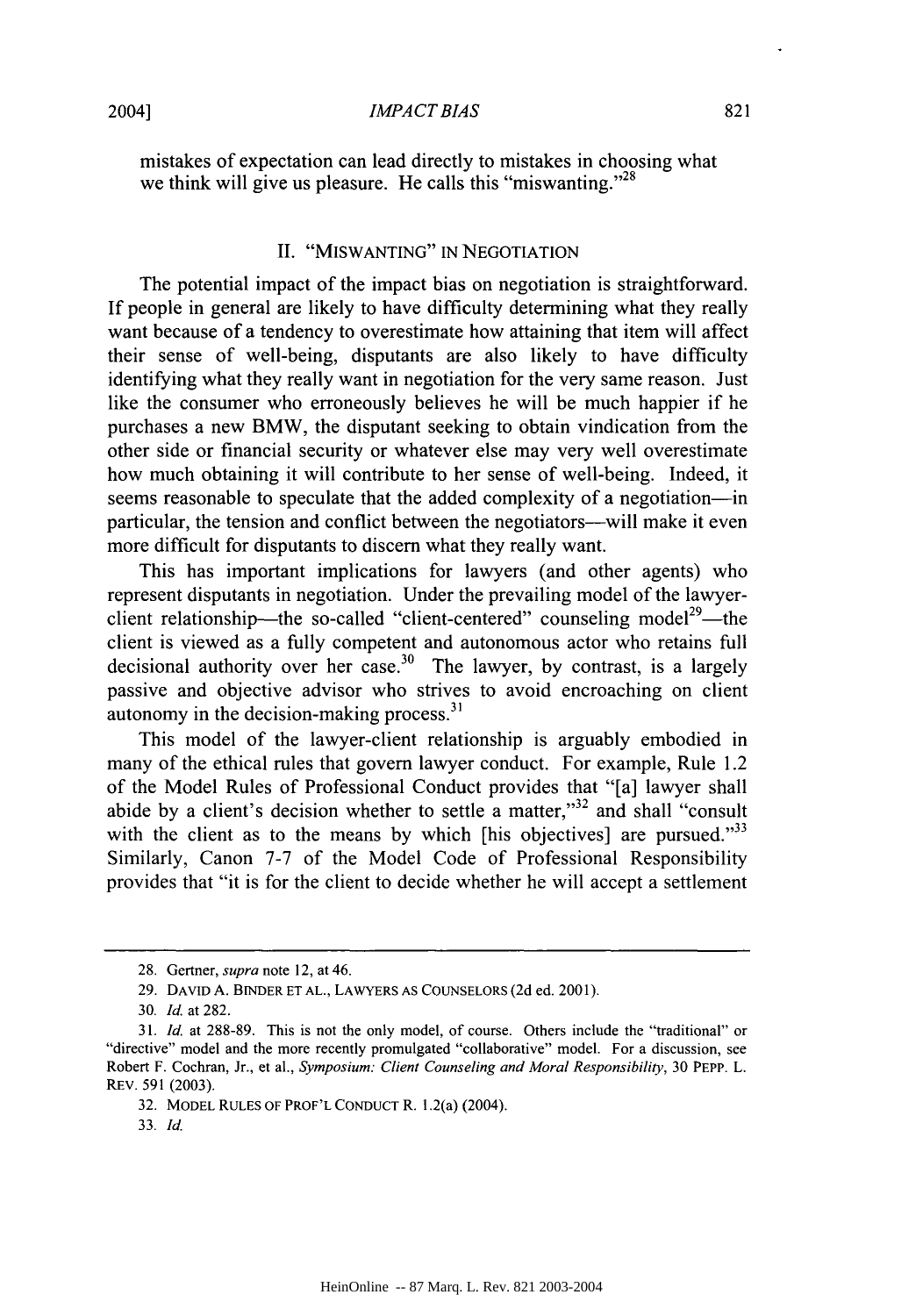mistakes of expectation can lead directly to mistakes in choosing what we think will give us pleasure. He calls this "miswanting."[28]

## II. "MISWANTING" IN NEGOTIATION

The potential impact of the impact bias on negotiation is straightforward. If people in general are likely to have difficulty determining what they really want because of a tendency to overestimate how attaining that item will affect their sense of well-being, disputants are also likely to have difficulty identifying what they really want in negotiation for the very same reason. Just like the consumer who erroneously believes he will be much happier if he purchases a new BMW, the disputant seeking to obtain vindication from the other side or financial security or whatever else may very well overestimate how much obtaining it will contribute to her sense of well-being. Indeed, it seems reasonable to speculate that the added complexity of a negotiation—in particular, the tension and conflict between the negotiators—will make it even more difficult for disputants to discern what they really want.

This has important implications for lawyers (and other agents) who represent disputants in negotiation. Under the prevailing model of the lawyer-client relationship—the so-called "client-centered" counseling model[29]—the client is viewed as a fully competent and autonomous actor who retains full decisional authority over her case.[30] The lawyer, by contrast, is a largely passive and objective advisor who strives to avoid encroaching on client autonomy in the decision-making process.[31]

This model of the lawyer-client relationship is arguably embodied in many of the ethical rules that govern lawyer conduct. For example, Rule 1.2 of the Model Rules of Professional Conduct provides that "[a] lawyer shall abide by a client's decision whether to settle a matter,"[32] and shall "consult with the client as to the means by which [his objectives] are pursued."[33] Similarly, Canon 7-7 of the Model Code of Professional Responsibility provides that "it is for the client to decide whether he will accept a settlement

---

28. Gertner, *supra* note 12, at 46.

29. DAVID A. BINDER ET AL., LAWYERS AS COUNSELORS (2d ed. 2001).

30. *Id.* at 282.

31. *Id.* at 288-89. This is not the only model, of course. Others include the "traditional" or "directive" model and the more recently promulgated "collaborative" model. For a discussion, see Robert F. Cochran, Jr., et al., *Symposium: Client Counseling and Moral Responsibility*, 30 PEPP. L. REV. 591 (2003).

32. MODEL RULES OF PROF'L CONDUCT R. 1.2(a) (2004).

33. *Id.*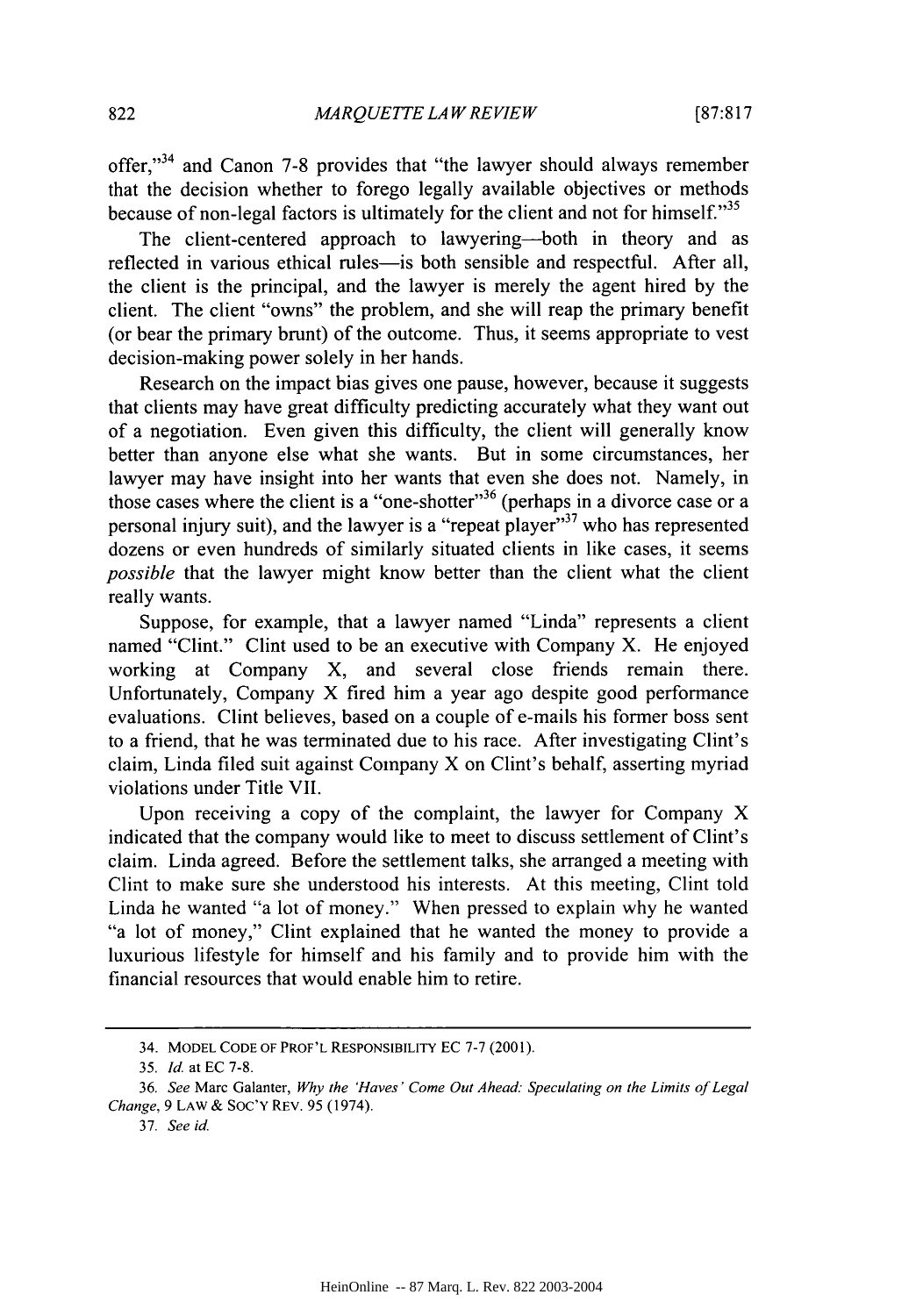offer,"[34] and Canon 7-8 provides that "the lawyer should always remember that the decision whether to forego legally available objectives or methods because of non-legal factors is ultimately for the client and not for himself."[35]

The client-centered approach to lawyering—both in theory and as reflected in various ethical rules—is both sensible and respectful. After all, the client is the principal, and the lawyer is merely the agent hired by the client. The client "owns" the problem, and she will reap the primary benefit (or bear the primary brunt) of the outcome. Thus, it seems appropriate to vest decision-making power solely in her hands.

Research on the impact bias gives one pause, however, because it suggests that clients may have great difficulty predicting accurately what they want out of a negotiation. Even given this difficulty, the client will generally know better than anyone else what she wants. But in some circumstances, her lawyer may have insight into her wants that even she does not. Namely, in those cases where the client is a "one-shotter"[36] (perhaps in a divorce case or a personal injury suit), and the lawyer is a "repeat player"[37] who has represented dozens or even hundreds of similarly situated clients in like cases, it seems *possible* that the lawyer might know better than the client what the client really wants.

Suppose, for example, that a lawyer named "Linda" represents a client named "Clint." Clint used to be an executive with Company X. He enjoyed working at Company X, and several close friends remain there. Unfortunately, Company X fired him a year ago despite good performance evaluations. Clint believes, based on a couple of e-mails his former boss sent to a friend, that he was terminated due to his race. After investigating Clint's claim, Linda filed suit against Company X on Clint's behalf, asserting myriad violations under Title VII.

Upon receiving a copy of the complaint, the lawyer for Company X indicated that the company would like to meet to discuss settlement of Clint's claim. Linda agreed. Before the settlement talks, she arranged a meeting with Clint to make sure she understood his interests. At this meeting, Clint told Linda he wanted "a lot of money." When pressed to explain why he wanted "a lot of money," Clint explained that he wanted the money to provide a luxurious lifestyle for himself and his family and to provide him with the financial resources that would enable him to retire.

---

34. MODEL CODE OF PROF'L RESPONSIBILITY EC 7-7 (2001).

35. *Id.* at EC 7-8.

36. *See* Marc Galanter, *Why the 'Haves' Come Out Ahead: Speculating on the Limits of Legal Change*, 9 LAW & SOC'Y REV. 95 (1974).

37. *See id.*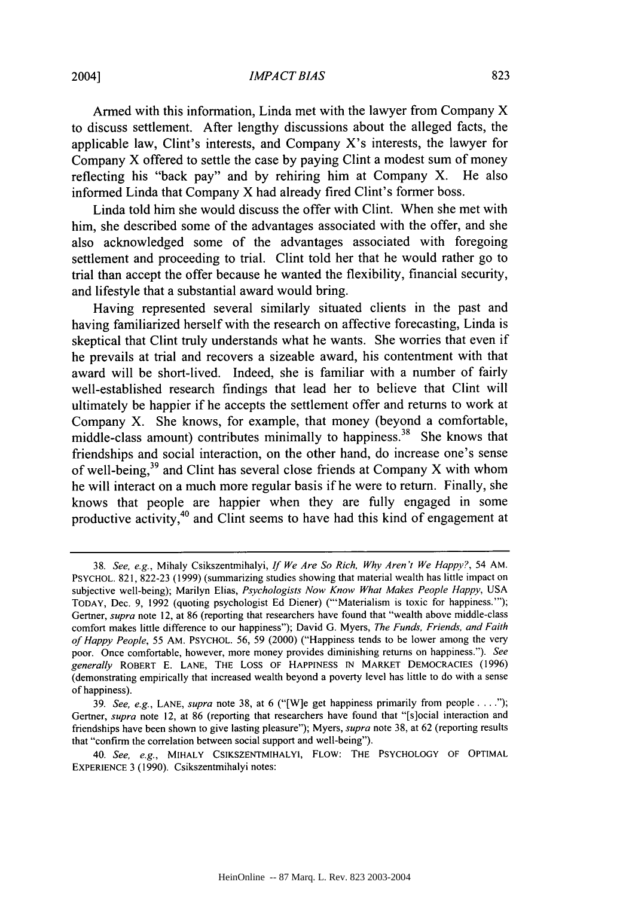Armed with this information, Linda met with the lawyer from Company X to discuss settlement. After lengthy discussions about the alleged facts, the applicable law, Clint's interests, and Company X's interests, the lawyer for Company X offered to settle the case by paying Clint a modest sum of money reflecting his "back pay" and by rehiring him at Company X. He also informed Linda that Company X had already fired Clint's former boss.

Linda told him she would discuss the offer with Clint. When she met with him, she described some of the advantages associated with the offer, and she also acknowledged some of the advantages associated with foregoing settlement and proceeding to trial. Clint told her that he would rather go to trial than accept the offer because he wanted the flexibility, financial security, and lifestyle that a substantial award would bring.

Having represented several similarly situated clients in the past and having familiarized herself with the research on affective forecasting, Linda is skeptical that Clint truly understands what he wants. She worries that even if he prevails at trial and recovers a sizeable award, his contentment with that award will be short-lived. Indeed, she is familiar with a number of fairly well-established research findings that lead her to believe that Clint will ultimately be happier if he accepts the settlement offer and returns to work at Company X. She knows, for example, that money (beyond a comfortable, middle-class amount) contributes minimally to happiness.[38] She knows that friendships and social interaction, on the other hand, do increase one's sense of well-being,[39] and Clint has several close friends at Company X with whom he will interact on a much more regular basis if he were to return. Finally, she knows that people are happier when they are fully engaged in some productive activity,[40] and Clint seems to have had this kind of engagement at

---

38. *See, e.g.*, Mihaly Csikszentmihalyi, *If We Are So Rich, Why Aren't We Happy?*, 54 AM. PSYCHOL. 821, 822-23 (1999) (summarizing studies showing that material wealth has little impact on subjective well-being); Marilyn Elias, *Psychologists Now Know What Makes People Happy*, USA TODAY, Dec. 9, 1992 (quoting psychologist Ed Diener) ("'Materialism is toxic for happiness.'"); Gertner, *supra* note 12, at 86 (reporting that researchers have found that "wealth above middle-class comfort makes little difference to our happiness"); David G. Myers, *The Funds, Friends, and Faith of Happy People*, 55 AM. PSYCHOL. 56, 59 (2000) ("Happiness tends to be lower among the very poor. Once comfortable, however, more money provides diminishing returns on happiness."). *See generally* ROBERT E. LANE, THE LOSS OF HAPPINESS IN MARKET DEMOCRACIES (1996) (demonstrating empirically that increased wealth beyond a poverty level has little to do with a sense of happiness).

39. *See, e.g.*, LANE, *supra* note 38, at 6 ("[W]e get happiness primarily from people . . . ."); Gertner, *supra* note 12, at 86 (reporting that researchers have found that "[s]ocial interaction and friendships have been shown to give lasting pleasure"); Myers, *supra* note 38, at 62 (reporting results that "confirm the correlation between social support and well-being").

40. *See, e.g.*, MIHALY CSIKSZENTMIHALYI, FLOW: THE PSYCHOLOGY OF OPTIMAL EXPERIENCE 3 (1990). Csikszentmihalyi notes: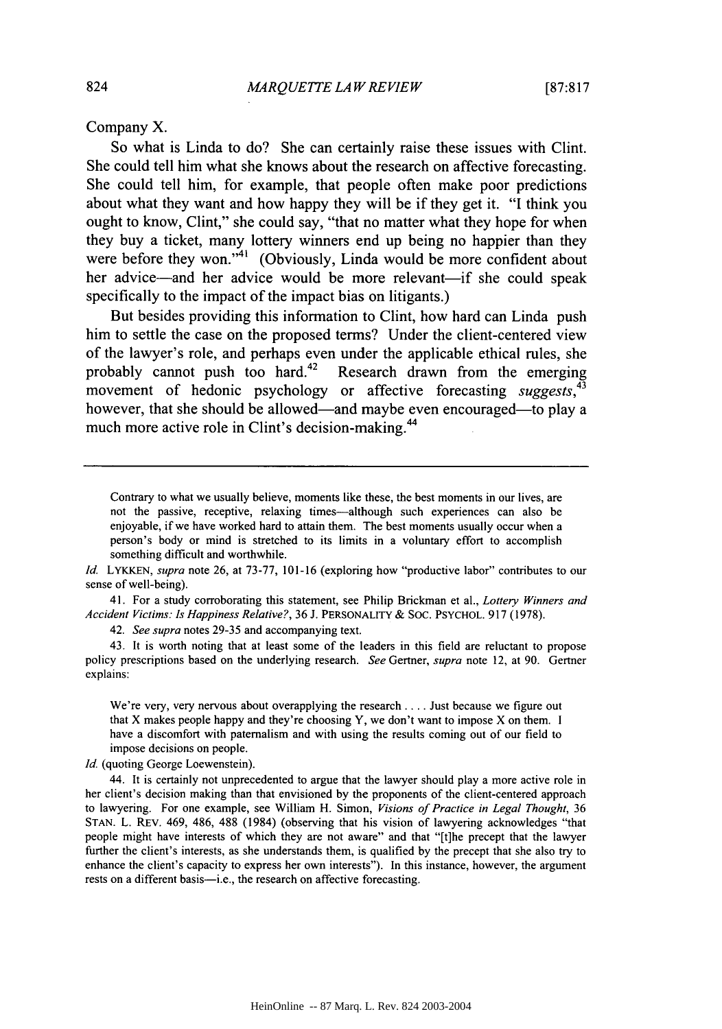Company X.

So what is Linda to do? She can certainly raise these issues with Clint. She could tell him what she knows about the research on affective forecasting. She could tell him, for example, that people often make poor predictions about what they want and how happy they will be if they get it. "I think you ought to know, Clint," she could say, "that no matter what they hope for when they buy a ticket, many lottery winners end up being no happier than they were before they won."[41] (Obviously, Linda would be more confident about her advice—and her advice would be more relevant—if she could speak specifically to the impact of the impact bias on litigants.)

But besides providing this information to Clint, how hard can Linda push him to settle the case on the proposed terms? Under the client-centered view of the lawyer's role, and perhaps even under the applicable ethical rules, she probably cannot push too hard.[42] Research drawn from the emerging movement of hedonic psychology or affective forecasting *suggests*,[43] however, that she should be allowed—and maybe even encouraged—to play a much more active role in Clint's decision-making.[44]

---

> Contrary to what we usually believe, moments like these, the best moments in our lives, are not the passive, receptive, relaxing times—although such experiences can also be enjoyable, if we have worked hard to attain them. The best moments usually occur when a person's body or mind is stretched to its limits in a voluntary effort to accomplish something difficult and worthwhile.

*Id.* LYKKEN, *supra* note 26, at 73-77, 101-16 (exploring how "productive labor" contributes to our sense of well-being).

41. For a study corroborating this statement, see Philip Brickman et al., *Lottery Winners and Accident Victims: Is Happiness Relative?*, 36 J. PERSONALITY & SOC. PSYCHOL. 917 (1978).

42. *See supra* notes 29-35 and accompanying text.

43. It is worth noting that at least some of the leaders in this field are reluctant to propose policy prescriptions based on the underlying research. *See* Gertner, *supra* note 12, at 90. Gertner explains:

> We're very, very nervous about overapplying the research .... Just because we figure out that X makes people happy and they're choosing Y, we don't want to impose X on them. I have a discomfort with paternalism and with using the results coming out of our field to impose decisions on people.

*Id.* (quoting George Loewenstein).

44. It is certainly not unprecedented to argue that the lawyer should play a more active role in her client's decision making than that envisioned by the proponents of the client-centered approach to lawyering. For one example, see William H. Simon, *Visions of Practice in Legal Thought*, 36 STAN. L. REV. 469, 486, 488 (1984) (observing that his vision of lawyering acknowledges "that people might have interests of which they are not aware" and that "[t]he precept that the lawyer further the client's interests, as she understands them, is qualified by the precept that she also try to enhance the client's capacity to express her own interests"). In this instance, however, the argument rests on a different basis—i.e., the research on affective forecasting.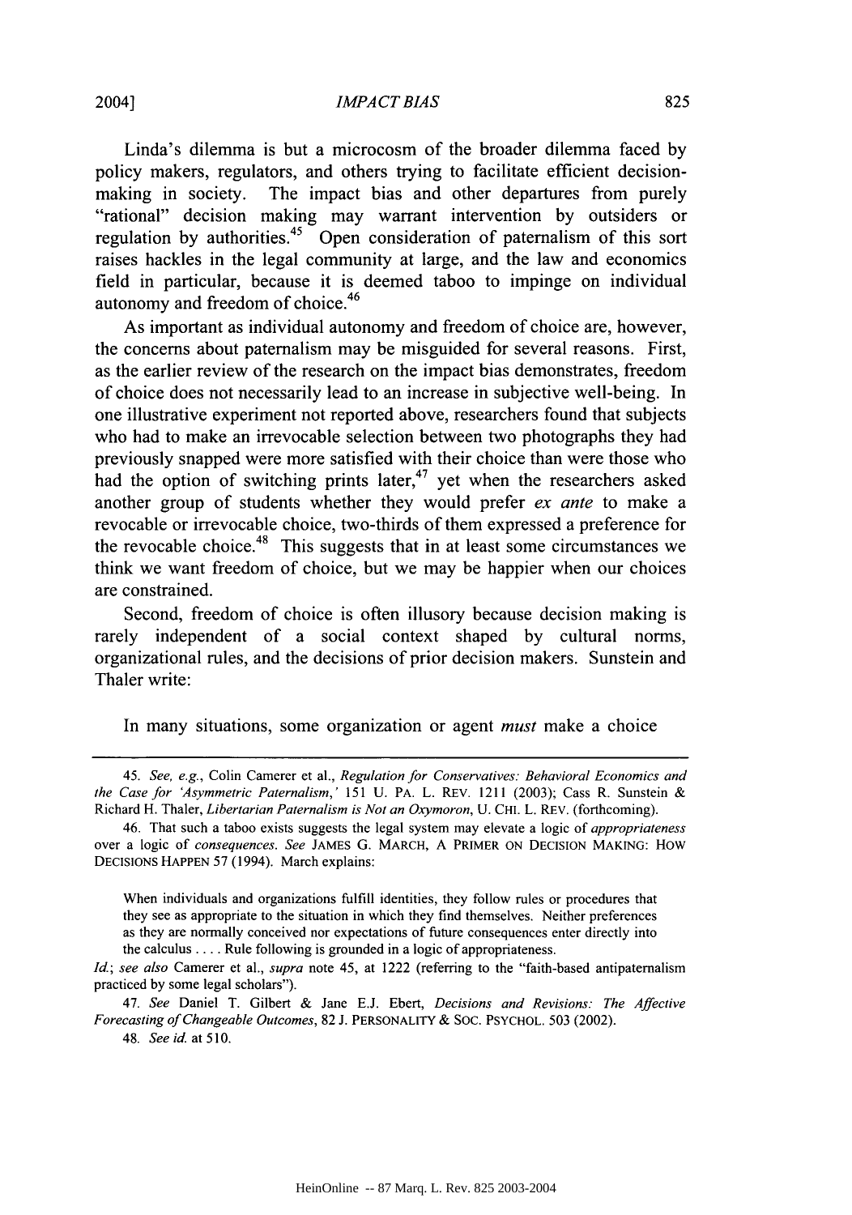Linda's dilemma is but a microcosm of the broader dilemma faced by policy makers, regulators, and others trying to facilitate efficient decision-making in society. The impact bias and other departures from purely "rational" decision making may warrant intervention by outsiders or regulation by authorities.[45] Open consideration of paternalism of this sort raises hackles in the legal community at large, and the law and economics field in particular, because it is deemed taboo to impinge on individual autonomy and freedom of choice.[46]

As important as individual autonomy and freedom of choice are, however, the concerns about paternalism may be misguided for several reasons. First, as the earlier review of the research on the impact bias demonstrates, freedom of choice does not necessarily lead to an increase in subjective well-being. In one illustrative experiment not reported above, researchers found that subjects who had to make an irrevocable selection between two photographs they had previously snapped were more satisfied with their choice than were those who had the option of switching prints later,[47] yet when the researchers asked another group of students whether they would prefer *ex ante* to make a revocable or irrevocable choice, two-thirds of them expressed a preference for the revocable choice.[48] This suggests that in at least some circumstances we think we want freedom of choice, but we may be happier when our choices are constrained.

Second, freedom of choice is often illusory because decision making is rarely independent of a social context shaped by cultural norms, organizational rules, and the decisions of prior decision makers. Sunstein and Thaler write:

> In many situations, some organization or agent *must* make a choice

---

45. *See, e.g.*, Colin Camerer et al., *Regulation for Conservatives: Behavioral Economics and the Case for 'Asymmetric Paternalism,'* 151 U. PA. L. REV. 1211 (2003); Cass R. Sunstein & Richard H. Thaler, *Libertarian Paternalism is Not an Oxymoron*, U. CHI. L. REV. (forthcoming).

46. That such a taboo exists suggests the legal system may elevate a logic of *appropriateness* over a logic of *consequences*. *See* JAMES G. MARCH, A PRIMER ON DECISION MAKING: HOW DECISIONS HAPPEN 57 (1994). March explains:

> When individuals and organizations fulfill identities, they follow rules or procedures that they see as appropriate to the situation in which they find themselves. Neither preferences as they are normally conceived nor expectations of future consequences enter directly into the calculus . . . . Rule following is grounded in a logic of appropriateness.

*Id.*; *see also* Camerer et al., *supra* note 45, at 1222 (referring to the "faith-based antipaternalism practiced by some legal scholars").

47. *See* Daniel T. Gilbert & Jane E.J. Ebert, *Decisions and Revisions: The Affective Forecasting of Changeable Outcomes*, 82 J. PERSONALITY & SOC. PSYCHOL. 503 (2002).

48. *See id.* at 510.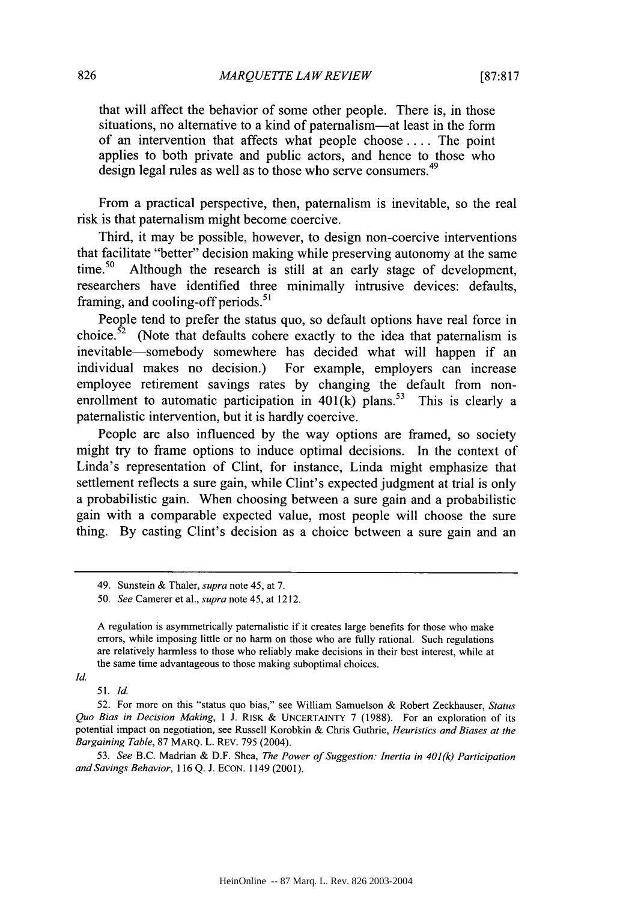that will affect the behavior of some other people. There is, in those situations, no alternative to a kind of paternalism—at least in the form of an intervention that affects what people choose . . . . The point applies to both private and public actors, and hence to those who design legal rules as well as to those who serve consumers.[49]

From a practical perspective, then, paternalism is inevitable, so the real risk is that paternalism might become coercive.

Third, it may be possible, however, to design non-coercive interventions that facilitate "better" decision making while preserving autonomy at the same time.[50] Although the research is still at an early stage of development, researchers have identified three minimally intrusive devices: defaults, framing, and cooling-off periods.[51]

People tend to prefer the status quo, so default options have real force in choice.[52] (Note that defaults cohere exactly to the idea that paternalism is inevitable—somebody somewhere has decided what will happen if an individual makes no decision.) For example, employers can increase employee retirement savings rates by changing the default from non-enrollment to automatic participation in 401(k) plans.[53] This is clearly a paternalistic intervention, but it is hardly coercive.

People are also influenced by the way options are framed, so society might try to frame options to induce optimal decisions. In the context of Linda's representation of Clint, for instance, Linda might emphasize that settlement reflects a sure gain, while Clint's expected judgment at trial is only a probabilistic gain. When choosing between a sure gain and a probabilistic gain with a comparable expected value, most people will choose the sure thing. By casting Clint's decision as a choice between a sure gain and an

---

49. Sunstein & Thaler, *supra* note 45, at 7.

50. *See* Camerer et al., *supra* note 45, at 1212.

> A regulation is asymmetrically paternalistic if it creates large benefits for those who make errors, while imposing little or no harm on those who are fully rational. Such regulations are relatively harmless to those who reliably make decisions in their best interest, while at the same time advantageous to those making suboptimal choices.

*Id.*

51. *Id.*

52. For more on this "status quo bias," see William Samuelson & Robert Zeckhauser, *Status Quo Bias in Decision Making*, 1 J. RISK & UNCERTAINTY 7 (1988). For an exploration of its potential impact on negotiation, see Russell Korobkin & Chris Guthrie, *Heuristics and Biases at the Bargaining Table*, 87 MARQ. L. REV. 795 (2004).

53. *See* B.C. Madrian & D.F. Shea, *The Power of Suggestion: Inertia in 401(k) Participation and Savings Behavior*, 116 Q. J. ECON. 1149 (2001).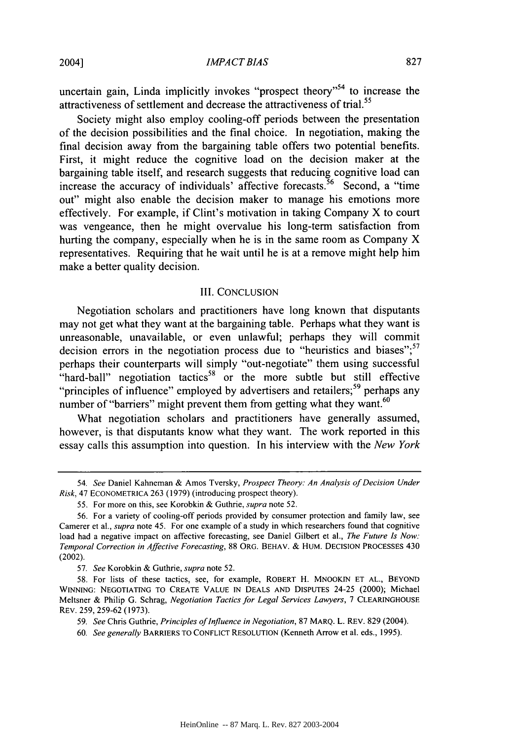uncertain gain, Linda implicitly invokes "prospect theory"[54] to increase the attractiveness of settlement and decrease the attractiveness of trial.[55]

Society might also employ cooling-off periods between the presentation of the decision possibilities and the final choice. In negotiation, making the final decision away from the bargaining table offers two potential benefits. First, it might reduce the cognitive load on the decision maker at the bargaining table itself, and research suggests that reducing cognitive load can increase the accuracy of individuals' affective forecasts.[56] Second, a "time out" might also enable the decision maker to manage his emotions more effectively. For example, if Clint's motivation in taking Company X to court was vengeance, then he might overvalue his long-term satisfaction from hurting the company, especially when he is in the same room as Company X representatives. Requiring that he wait until he is at a remove might help him make a better quality decision.

## III. CONCLUSION

Negotiation scholars and practitioners have long known that disputants may not get what they want at the bargaining table. Perhaps what they want is unreasonable, unavailable, or even unlawful; perhaps they will commit decision errors in the negotiation process due to "heuristics and biases";[57] perhaps their counterparts will simply "out-negotiate" them using successful "hard-ball" negotiation tactics[58] or the more subtle but still effective "principles of influence" employed by advertisers and retailers;[59] perhaps any number of "barriers" might prevent them from getting what they want.[60]

What negotiation scholars and practitioners have generally assumed, however, is that disputants know what they want. The work reported in this essay calls this assumption into question. In his interview with the *New York*

---

54. *See* Daniel Kahneman & Amos Tversky, *Prospect Theory: An Analysis of Decision Under Risk*, 47 ECONOMETRICA 263 (1979) (introducing prospect theory).

55. For more on this, see Korobkin & Guthrie, *supra* note 52.

56. For a variety of cooling-off periods provided by consumer protection and family law, see Camerer et al., *supra* note 45. For one example of a study in which researchers found that cognitive load had a negative impact on affective forecasting, see Daniel Gilbert et al., *The Future Is Now: Temporal Correction in Affective Forecasting*, 88 ORG. BEHAV. & HUM. DECISION PROCESSES 430 (2002).

57. *See* Korobkin & Guthrie, *supra* note 52.

58. For lists of these tactics, see, for example, ROBERT H. MNOOKIN ET AL., BEYOND WINNING: NEGOTIATING TO CREATE VALUE IN DEALS AND DISPUTES 24-25 (2000); Michael Meltsner & Philip G. Schrag, *Negotiation Tactics for Legal Services Lawyers*, 7 CLEARINGHOUSE REV. 259, 259-62 (1973).

59. *See* Chris Guthrie, *Principles of Influence in Negotiation*, 87 MARQ. L. REV. 829 (2004).

60. *See generally* BARRIERS TO CONFLICT RESOLUTION (Kenneth Arrow et al. eds., 1995).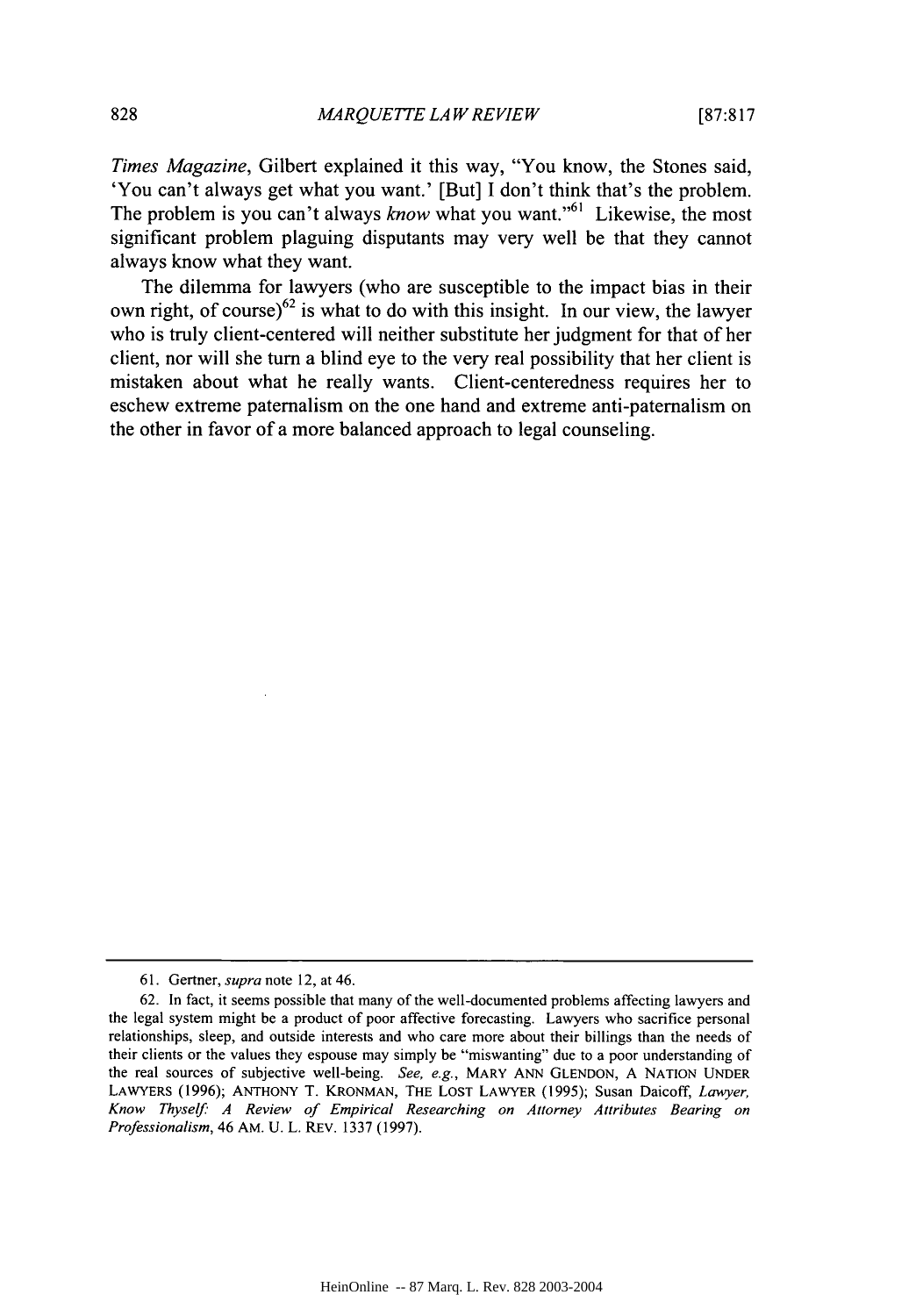*Times Magazine*, Gilbert explained it this way, "You know, the Stones said, 'You can't always get what you want.' [But] I don't think that's the problem. The problem is you can't always *know* what you want."[61] Likewise, the most significant problem plaguing disputants may very well be that they cannot always know what they want.

The dilemma for lawyers (who are susceptible to the impact bias in their own right, of course)[62] is what to do with this insight. In our view, the lawyer who is truly client-centered will neither substitute her judgment for that of her client, nor will she turn a blind eye to the very real possibility that her client is mistaken about what he really wants. Client-centeredness requires her to eschew extreme paternalism on the one hand and extreme anti-paternalism on the other in favor of a more balanced approach to legal counseling.

---

61. Gertner, *supra* note 12, at 46.

62. In fact, it seems possible that many of the well-documented problems affecting lawyers and the legal system might be a product of poor affective forecasting. Lawyers who sacrifice personal relationships, sleep, and outside interests and who care more about their billings than the needs of their clients or the values they espouse may simply be "miswanting" due to a poor understanding of the real sources of subjective well-being. *See, e.g.*, MARY ANN GLENDON, A NATION UNDER LAWYERS (1996); ANTHONY T. KRONMAN, THE LOST LAWYER (1995); Susan Daicoff, *Lawyer, Know Thyself: A Review of Empirical Researching on Attorney Attributes Bearing on Professionalism*, 46 AM. U. L. REV. 1337 (1997).